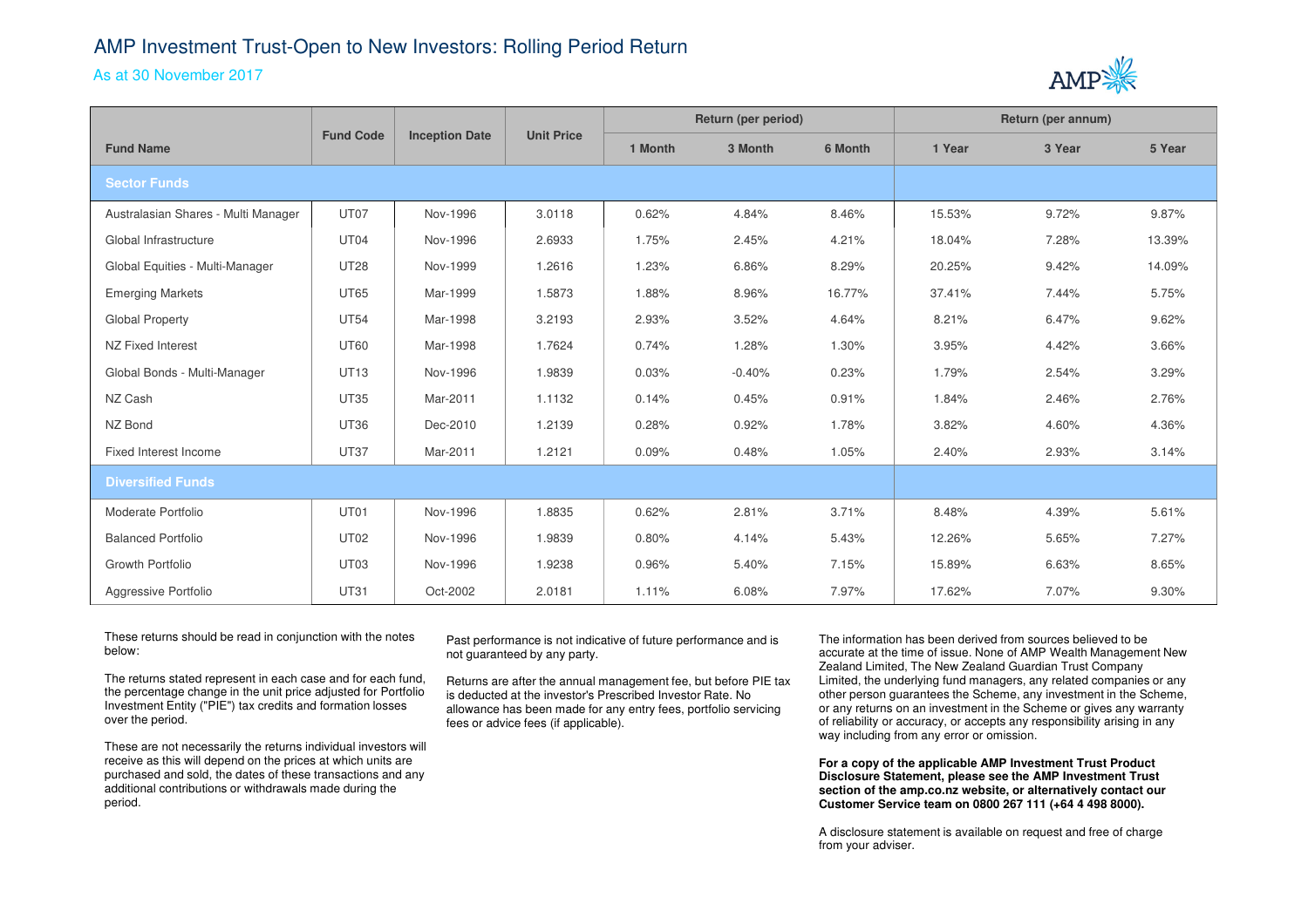# AMP Investment Trust-Open to New Investors: Rolling Period Return

As at 30 November 2017

| Fund Name | Fund Code | Inception Date | Unit Price | Return (per period) | | | Return (per annum) | | |
|---|---|---|---|---|---|---|---|---|---|
| | | | | 1 Month | 3 Month | 6 Month | 1 Year | 3 Year | 5 Year |
| **Sector Funds** | | | | | | | | | |
| Australasian Shares - Multi Manager | UT07 | Nov-1996 | 3.0118 | 0.62% | 4.84% | 8.46% | 15.53% | 9.72% | 9.87% |
| Global Infrastructure | UT04 | Nov-1996 | 2.6933 | 1.75% | 2.45% | 4.21% | 18.04% | 7.28% | 13.39% |
| Global Equities - Multi-Manager | UT28 | Nov-1999 | 1.2616 | 1.23% | 6.86% | 8.29% | 20.25% | 9.42% | 14.09% |
| Emerging Markets | UT65 | Mar-1999 | 1.5873 | 1.88% | 8.96% | 16.77% | 37.41% | 7.44% | 5.75% |
| Global Property | UT54 | Mar-1998 | 3.2193 | 2.93% | 3.52% | 4.64% | 8.21% | 6.47% | 9.62% |
| NZ Fixed Interest | UT60 | Mar-1998 | 1.7624 | 0.74% | 1.28% | 1.30% | 3.95% | 4.42% | 3.66% |
| Global Bonds - Multi-Manager | UT13 | Nov-1996 | 1.9839 | 0.03% | -0.40% | 0.23% | 1.79% | 2.54% | 3.29% |
| NZ Cash | UT35 | Mar-2011 | 1.1132 | 0.14% | 0.45% | 0.91% | 1.84% | 2.46% | 2.76% |
| NZ Bond | UT36 | Dec-2010 | 1.2139 | 0.28% | 0.92% | 1.78% | 3.82% | 4.60% | 4.36% |
| Fixed Interest Income | UT37 | Mar-2011 | 1.2121 | 0.09% | 0.48% | 1.05% | 2.40% | 2.93% | 3.14% |
| **Diversified Funds** | | | | | | | | | |
| Moderate Portfolio | UT01 | Nov-1996 | 1.8835 | 0.62% | 2.81% | 3.71% | 8.48% | 4.39% | 5.61% |
| Balanced Portfolio | UT02 | Nov-1996 | 1.9839 | 0.80% | 4.14% | 5.43% | 12.26% | 5.65% | 7.27% |
| Growth Portfolio | UT03 | Nov-1996 | 1.9238 | 0.96% | 5.40% | 7.15% | 15.89% | 6.63% | 8.65% |
| Aggressive Portfolio | UT31 | Oct-2002 | 2.0181 | 1.11% | 6.08% | 7.97% | 17.62% | 7.07% | 9.30% |

These returns should be read in conjunction with the notes below:

The returns stated represent in each case and for each fund, the percentage change in the unit price adjusted for Portfolio Investment Entity ("PIE") tax credits and formation losses over the period.

These are not necessarily the returns individual investors will receive as this will depend on the prices at which units are purchased and sold, the dates of these transactions and any additional contributions or withdrawals made during the period.

Past performance is not indicative of future performance and is not guaranteed by any party.

Returns are after the annual management fee, but before PIE tax is deducted at the investor's Prescribed Investor Rate. No allowance has been made for any entry fees, portfolio servicing fees or advice fees (if applicable).

The information has been derived from sources believed to be accurate at the time of issue. None of AMP Wealth Management New Zealand Limited, The New Zealand Guardian Trust Company Limited, the underlying fund managers, any related companies or any other person guarantees the Scheme, any investment in the Scheme, or any returns on an investment in the Scheme or gives any warranty of reliability or accuracy, or accepts any responsibility arising in any way including from any error or omission.

**For a copy of the applicable AMP Investment Trust Product Disclosure Statement, please see the AMP Investment Trust section of the amp.co.nz website, or alternatively contact our Customer Service team on 0800 267 111 (+64 4 498 8000).**

A disclosure statement is available on request and free of charge from your adviser.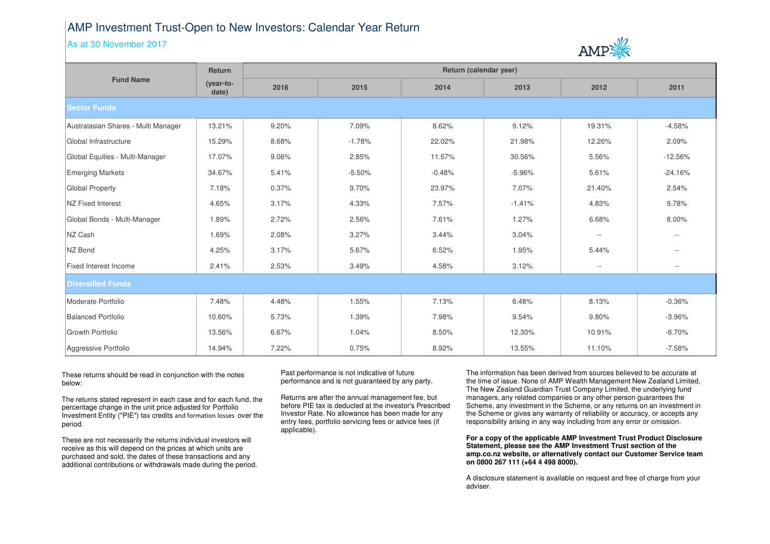# AMP Investment Trust-Open to New Investors: Calendar Year Return

As at 30 November 2017

| Fund Name | Return (year-to-date) | Return (calendar year) | | | | | |
|---|---|---|---|---|---|---|---|
| | | 2016 | 2015 | 2014 | 2013 | 2012 | 2011 |
| **Sector Funds** | | | | | | | |
| Australasian Shares - Multi Manager | 13.21% | 9.20% | 7.09% | 8.62% | 9.12% | 19.31% | -4.58% |
| Global Infrastructure | 15.29% | 8.68% | -1.78% | 22.02% | 21.98% | 12.26% | 2.09% |
| Global Equities - Multi-Manager | 17.07% | 9.06% | 2.85% | 11.57% | 30.56% | 5.56% | -12.56% |
| Emerging Markets | 34.67% | 5.41% | -5.50% | -0.48% | -5.96% | 5.61% | -24.16% |
| Global Property | 7.18% | 0.37% | 9.70% | 23.97% | 7.07% | 21.40% | 2.54% |
| NZ Fixed Interest | 4.65% | 3.17% | 4.33% | 7.57% | -1.41% | 4.83% | 9.78% |
| Global Bonds - Multi-Manager | 1.89% | 2.72% | 2.56% | 7.61% | 1.27% | 6.68% | 8.00% |
| NZ Cash | 1.69% | 2.08% | 3.27% | 3.44% | 3.04% | -- | -- |
| NZ Bond | 4.25% | 3.17% | 5.67% | 6.52% | 1.95% | 5.44% | -- |
| Fixed Interest Income | 2.41% | 2.53% | 3.49% | 4.58% | 3.12% | -- | -- |
| **Diversified Funds** | | | | | | | |
| Moderate Portfolio | 7.48% | 4.48% | 1.55% | 7.13% | 6.48% | 8.13% | -0.36% |
| Balanced Portfolio | 10.60% | 5.73% | 1.39% | 7.98% | 9.54% | 9.80% | -3.96% |
| Growth Portfolio | 13.56% | 6.67% | 1.04% | 8.50% | 12.30% | 10.91% | -6.70% |
| Aggressive Portfolio | 14.94% | 7.22% | 0.75% | 8.92% | 13.55% | 11.10% | -7.58% |

These returns should be read in conjunction with the notes below:

The returns stated represent in each case and for each fund, the percentage change in the unit price adjusted for Portfolio Investment Entity ("PIE") tax credits and formation losses over the period.

These are not necessarily the returns individual investors will receive as this will depend on the prices at which units are purchased and sold, the dates of these transactions and any additional contributions or withdrawals made during the period.

Past performance is not indicative of future performance and is not guaranteed by any party.

Returns are after the annual management fee, but before PIE tax is deducted at the investor's Prescribed Investor Rate. No allowance has been made for any entry fees, portfolio servicing fees or advice fees (if applicable).

The information has been derived from sources believed to be accurate at the time of issue. None of AMP Wealth Management New Zealand Limited, The New Zealand Guardian Trust Company Limited, the underlying fund managers, any related companies or any other person guarantees the Scheme, any investment in the Scheme, or any returns on an investment in the Scheme or gives any warranty of reliability or accuracy, or accepts any responsibility arising in any way including from any error or omission.

**For a copy of the applicable AMP Investment Trust Product Disclosure Statement, please see the AMP Investment Trust section of the amp.co.nz website, or alternatively contact our Customer Service team on 0800 267 111 (+64 4 498 8000).**

A disclosure statement is available on request and free of charge from your adviser.